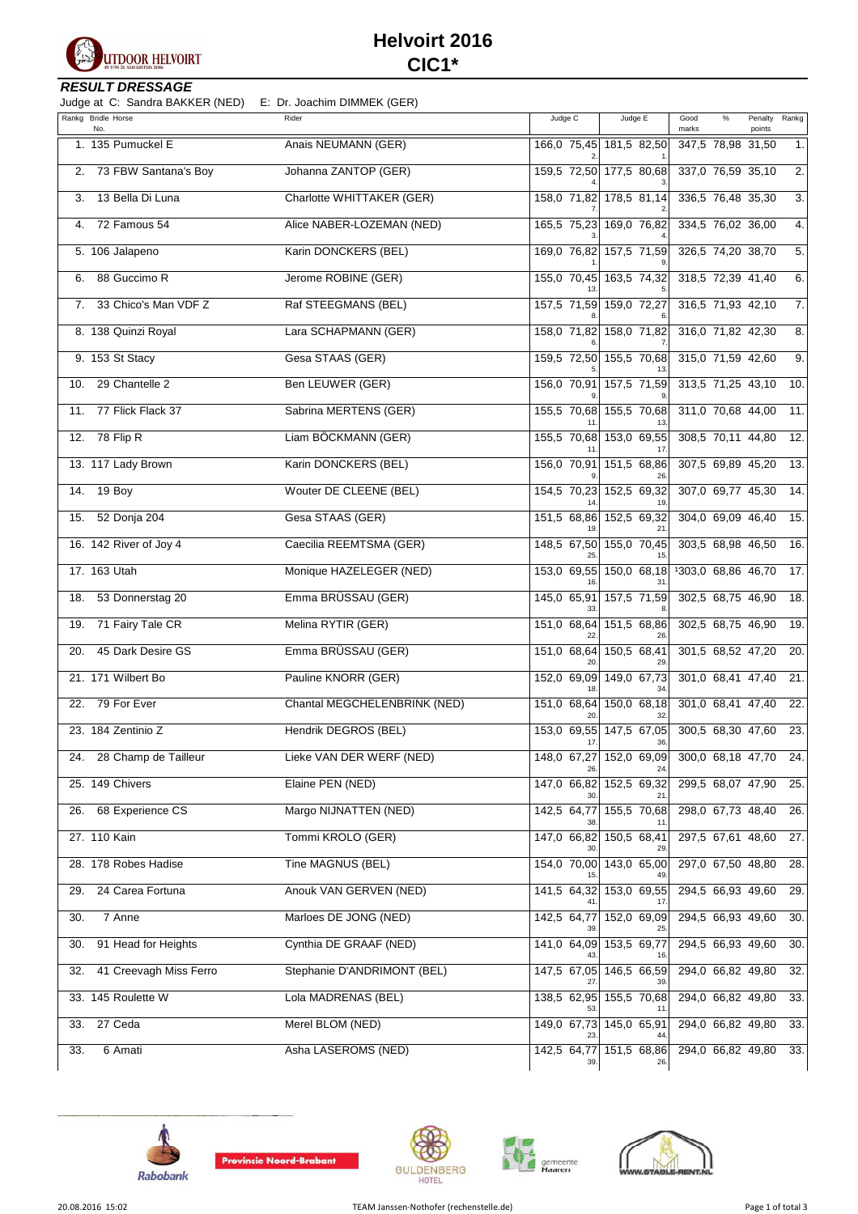# Helvoirt 2016

## CIC1*

***RESULT DRESSAGE***

Judge at C: Sandra BAKKER (NED) E: Dr. Joachim DIMMEK (GER)

| Rankg | Bridle No. | Horse | Rider | Judge C | | | Judge E | | | Good marks | % | Penalty points | Rankg |
|---|---|---|---|---|---|---|---|---|---|---|---|---|---|
| 1. | 135 | Pumuckel E | Anais NEUMANN (GER) | 166,0 | 75,45 | 2. | 181,5 | 82,50 | 1. | 347,5 | 78,98 | 31,50 | 1. |
| 2. | 73 | FBW Santana's Boy | Johanna ZANTOP (GER) | 159,5 | 72,50 | 4. | 177,5 | 80,68 | 3. | 337,0 | 76,59 | 35,10 | 2. |
| 3. | 13 | Bella Di Luna | Charlotte WHITTAKER (GER) | 158,0 | 71,82 | 7. | 178,5 | 81,14 | 2. | 336,5 | 76,48 | 35,30 | 3. |
| 4. | 72 | Famous 54 | Alice NABER-LOZEMAN (NED) | 165,5 | 75,23 | 3. | 169,0 | 76,82 | 4. | 334,5 | 76,02 | 36,00 | 4. |
| 5. | 106 | Jalapeno | Karin DONCKERS (BEL) | 169,0 | 76,82 | 1. | 157,5 | 71,59 | 9. | 326,5 | 74,20 | 38,70 | 5. |
| 6. | 88 | Guccimo R | Jerome ROBINE (GER) | 155,0 | 70,45 | 13. | 163,5 | 74,32 | 5. | 318,5 | 72,39 | 41,40 | 6. |
| 7. | 33 | Chico's Man VDF Z | Raf STEEGMANS (BEL) | 157,5 | 71,59 | 8. | 159,0 | 72,27 | 6. | 316,5 | 71,93 | 42,10 | 7. |
| 8. | 138 | Quinzi Royal | Lara SCHAPMANN (GER) | 158,0 | 71,82 | 6. | 158,0 | 71,82 | 7. | 316,0 | 71,82 | 42,30 | 8. |
| 9. | 153 | St Stacy | Gesa STAAS (GER) | 159,5 | 72,50 | 5. | 155,5 | 70,68 | 13. | 315,0 | 71,59 | 42,60 | 9. |
| 10. | 29 | Chantelle 2 | Ben LEUWER (GER) | 156,0 | 70,91 | 9. | 157,5 | 71,59 | 9. | 313,5 | 71,25 | 43,10 | 10. |
| 11. | 77 | Flick Flack 37 | Sabrina MERTENS (GER) | 155,5 | 70,68 | 11. | 155,5 | 70,68 | 13. | 311,0 | 70,68 | 44,00 | 11. |
| 12. | 78 | Flip R | Liam BÖCKMANN (GER) | 155,5 | 70,68 | 11. | 153,0 | 69,55 | 17. | 308,5 | 70,11 | 44,80 | 12. |
| 13. | 117 | Lady Brown | Karin DONCKERS (BEL) | 156,0 | 70,91 | 9. | 151,5 | 68,86 | 26. | 307,5 | 69,89 | 45,20 | 13. |
| 14. | 19 | Boy | Wouter DE CLEENE (BEL) | 154,5 | 70,23 | 14. | 152,5 | 69,32 | 19. | 307,0 | 69,77 | 45,30 | 14. |
| 15. | 52 | Donja 204 | Gesa STAAS (GER) | 151,5 | 68,86 | 19. | 152,5 | 69,32 | 21. | 304,0 | 69,09 | 46,40 | 15. |
| 16. | 142 | River of Joy 4 | Caecilia REEMTSMA (GER) | 148,5 | 67,50 | 25. | 155,0 | 70,45 | 15. | 303,5 | 68,98 | 46,50 | 16. |
| 17. | 163 | Utah | Monique HAZELEGER (NED) | 153,0 | 69,55 | 16. | 150,0 | 68,18 | 31. | [1]303,0 | 68,86 | 46,70 | 17. |
| 18. | 53 | Donnerstag 20 | Emma BRÜSSAU (GER) | 145,0 | 65,91 | 33. | 157,5 | 71,59 | 8. | 302,5 | 68,75 | 46,90 | 18. |
| 19. | 71 | Fairy Tale CR | Melina RYTIR (GER) | 151,0 | 68,64 | 22. | 151,5 | 68,86 | 26. | 302,5 | 68,75 | 46,90 | 19. |
| 20. | 45 | Dark Desire GS | Emma BRÜSSAU (GER) | 151,0 | 68,64 | 20. | 150,5 | 68,41 | 29. | 301,5 | 68,52 | 47,20 | 20. |
| 21. | 171 | Wilbert Bo | Pauline KNORR (GER) | 152,0 | 69,09 | 18. | 149,0 | 67,73 | 34. | 301,0 | 68,41 | 47,40 | 21. |
| 22. | 79 | For Ever | Chantal MEGCHELENBRINK (NED) | 151,0 | 68,64 | 20. | 150,0 | 68,18 | 32. | 301,0 | 68,41 | 47,40 | 22. |
| 23. | 184 | Zentinio Z | Hendrik DEGROS (BEL) | 153,0 | 69,55 | 17. | 147,5 | 67,05 | 36. | 300,5 | 68,30 | 47,60 | 23. |
| 24. | 28 | Champ de Tailleur | Lieke VAN DER WERF (NED) | 148,0 | 67,27 | 26. | 152,0 | 69,09 | 24. | 300,0 | 68,18 | 47,70 | 24. |
| 25. | 149 | Chivers | Elaine PEN (NED) | 147,0 | 66,82 | 30. | 152,5 | 69,32 | 21. | 299,5 | 68,07 | 47,90 | 25. |
| 26. | 68 | Experience CS | Margo NIJNATTEN (NED) | 142,5 | 64,77 | 38. | 155,5 | 70,68 | 11. | 298,0 | 67,73 | 48,40 | 26. |
| 27. | 110 | Kain | Tommi KROLO (GER) | 147,0 | 66,82 | 30. | 150,5 | 68,41 | 29. | 297,5 | 67,61 | 48,60 | 27. |
| 28. | 178 | Robes Hadise | Tine MAGNUS (BEL) | 154,0 | 70,00 | 15. | 143,0 | 65,00 | 49. | 297,0 | 67,50 | 48,80 | 28. |
| 29. | 24 | Carea Fortuna | Anouk VAN GERVEN (NED) | 141,5 | 64,32 | 41. | 153,0 | 69,55 | 17. | 294,5 | 66,93 | 49,60 | 29. |
| 30. | 7 | Anne | Marloes DE JONG (NED) | 142,5 | 64,77 | 39. | 152,0 | 69,09 | 25. | 294,5 | 66,93 | 49,60 | 30. |
| 30. | 91 | Head for Heights | Cynthia DE GRAAF (NED) | 141,0 | 64,09 | 43. | 153,5 | 69,77 | 16. | 294,5 | 66,93 | 49,60 | 30. |
| 32. | 41 | Creevagh Miss Ferro | Stephanie D'ANDRIMONT (BEL) | 147,5 | 67,05 | 27. | 146,5 | 66,59 | 39. | 294,0 | 66,82 | 49,80 | 32. |
| 33. | 145 | Roulette W | Lola MADRENAS (BEL) | 138,5 | 62,95 | 53. | 155,5 | 70,68 | 11. | 294,0 | 66,82 | 49,80 | 33. |
| 33. | 27 | Ceda | Merel BLOM (NED) | 149,0 | 67,73 | 23. | 145,0 | 65,91 | 44. | 294,0 | 66,82 | 49,80 | 33. |
| 33. | 6 | Amati | Asha LASEROMS (NED) | 142,5 | 64,77 | 39. | 151,5 | 68,86 | 26. | 294,0 | 66,82 | 49,80 | 33. |

20.08.2016 15:02 TEAM Janssen-Nothofer (rechenstelle.de)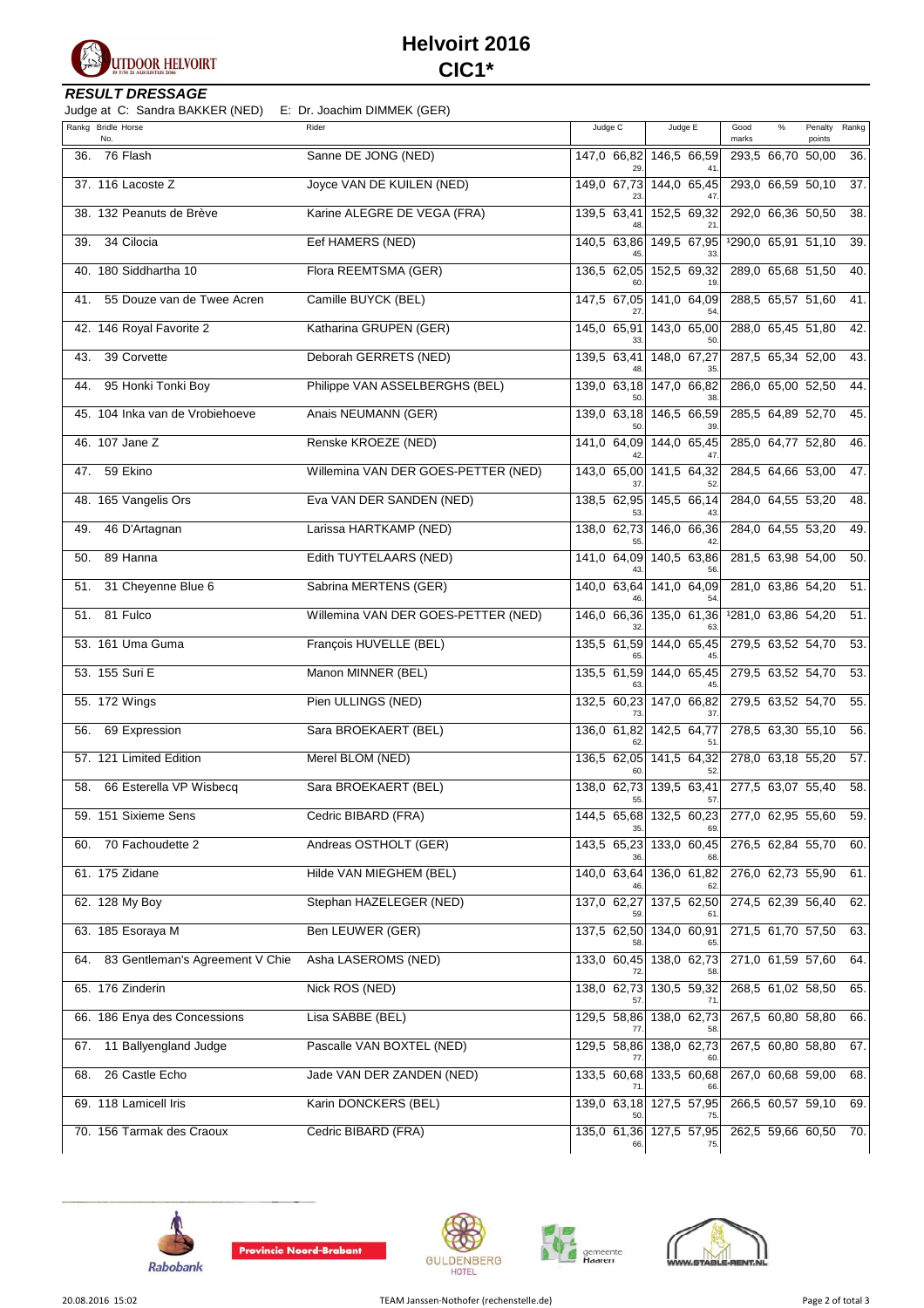# Helvoirt 2016
## CIC1*

### *RESULT DRESSAGE*

Judge at C: Sandra BAKKER (NED) E: Dr. Joachim DIMMEK (GER)

| Rankg | Bridle No. | Horse | Rider | Judge C | | | Judge E | | | Good marks | % | Penalty points | Rankg |
|---|---|---|---|---|---|---|---|---|---|---|---|---|---|
| 36. | 76 | Flash | Sanne DE JONG (NED) | 147,0 | 66,82 | 29. | 146,5 | 66,59 | 41. | 293,5 | 66,70 | 50,00 | 36. |
| 37. | 116 | Lacoste Z | Joyce VAN DE KUILEN (NED) | 149,0 | 67,73 | 23. | 144,0 | 65,45 | 47. | 293,0 | 66,59 | 50,10 | 37. |
| 38. | 132 | Peanuts de Brève | Karine ALEGRE DE VEGA (FRA) | 139,5 | 63,41 | 48. | 152,5 | 69,32 | 21. | 292,0 | 66,36 | 50,50 | 38. |
| 39. | 34 | Cilocia | Eef HAMERS (NED) | 140,5 | 63,86 | 45. | 149,5 | 67,95 | 33. | [1]290,0 | 65,91 | 51,10 | 39. |
| 40. | 180 | Siddhartha 10 | Flora REEMTSMA (GER) | 136,5 | 62,05 | 60. | 152,5 | 69,32 | 19. | 289,0 | 65,68 | 51,50 | 40. |
| 41. | 55 | Douze van de Twee Acren | Camille BUYCK (BEL) | 147,5 | 67,05 | 27. | 141,0 | 64,09 | 54. | 288,5 | 65,57 | 51,60 | 41. |
| 42. | 146 | Royal Favorite 2 | Katharina GRUPEN (GER) | 145,0 | 65,91 | 33. | 143,0 | 65,00 | 50. | 288,0 | 65,45 | 51,80 | 42. |
| 43. | 39 | Corvette | Deborah GERRETS (NED) | 139,5 | 63,41 | 48. | 148,0 | 67,27 | 35. | 287,5 | 65,34 | 52,00 | 43. |
| 44. | 95 | Honki Tonki Boy | Philippe VAN ASSELBERGHS (BEL) | 139,0 | 63,18 | 50. | 147,0 | 66,82 | 38. | 286,0 | 65,00 | 52,50 | 44. |
| 45. | 104 | Inka van de Vrobiehoeve | Anais NEUMANN (GER) | 139,0 | 63,18 | 50. | 146,5 | 66,59 | 39. | 285,5 | 64,89 | 52,70 | 45. |
| 46. | 107 | Jane Z | Renske KROEZE (NED) | 141,0 | 64,09 | 42. | 144,0 | 65,45 | 47. | 285,0 | 64,77 | 52,80 | 46. |
| 47. | 59 | Ekino | Willemina VAN DER GOES-PETTER (NED) | 143,0 | 65,00 | 37. | 141,5 | 64,32 | 52. | 284,5 | 64,66 | 53,00 | 47. |
| 48. | 165 | Vangelis Ors | Eva VAN DER SANDEN (NED) | 138,5 | 62,95 | 53. | 145,5 | 66,14 | 43. | 284,0 | 64,55 | 53,20 | 48. |
| 49. | 46 | D'Artagnan | Larissa HARTKAMP (NED) | 138,0 | 62,73 | 55. | 146,0 | 66,36 | 42. | 284,0 | 64,55 | 53,20 | 49. |
| 50. | 89 | Hanna | Edith TUYTELAARS (NED) | 141,0 | 64,09 | 43. | 140,5 | 63,86 | 56. | 281,5 | 63,98 | 54,00 | 50. |
| 51. | 31 | Cheyenne Blue 6 | Sabrina MERTENS (GER) | 140,0 | 63,64 | 46. | 141,0 | 64,09 | 54. | 281,0 | 63,86 | 54,20 | 51. |
| 51. | 81 | Fulco | Willemina VAN DER GOES-PETTER (NED) | 146,0 | 66,36 | 32. | 135,0 | 61,36 | 63. | [1]281,0 | 63,86 | 54,20 | 51. |
| 53. | 161 | Uma Guma | François HUVELLE (BEL) | 135,5 | 61,59 | 65. | 144,0 | 65,45 | 45. | 279,5 | 63,52 | 54,70 | 53. |
| 53. | 155 | Suri E | Manon MINNER (BEL) | 135,5 | 61,59 | 63. | 144,0 | 65,45 | 45. | 279,5 | 63,52 | 54,70 | 53. |
| 55. | 172 | Wings | Pien ULLINGS (NED) | 132,5 | 60,23 | 73. | 147,0 | 66,82 | 37. | 279,5 | 63,52 | 54,70 | 55. |
| 56. | 69 | Expression | Sara BROEKAERT (BEL) | 136,0 | 61,82 | 62. | 142,5 | 64,77 | 51. | 278,5 | 63,30 | 55,10 | 56. |
| 57. | 121 | Limited Edition | Merel BLOM (NED) | 136,5 | 62,05 | 60. | 141,5 | 64,32 | 52. | 278,0 | 63,18 | 55,20 | 57. |
| 58. | 66 | Esterella VP Wisbecq | Sara BROEKAERT (BEL) | 138,0 | 62,73 | 55. | 139,5 | 63,41 | 57. | 277,5 | 63,07 | 55,40 | 58. |
| 59. | 151 | Sixieme Sens | Cedric BIBARD (FRA) | 144,5 | 65,68 | 35. | 132,5 | 60,23 | 69. | 277,0 | 62,95 | 55,60 | 59. |
| 60. | 70 | Fachoudette 2 | Andreas OSTHOLT (GER) | 143,5 | 65,23 | 36. | 133,0 | 60,45 | 68. | 276,5 | 62,84 | 55,70 | 60. |
| 61. | 175 | Zidane | Hilde VAN MIEGHEM (BEL) | 140,0 | 63,64 | 46. | 136,0 | 61,82 | 62. | 276,0 | 62,73 | 55,90 | 61. |
| 62. | 128 | My Boy | Stephan HAZELEGER (NED) | 137,0 | 62,27 | 59. | 137,5 | 62,50 | 61. | 274,5 | 62,39 | 56,40 | 62. |
| 63. | 185 | Esoraya M | Ben LEUWER (GER) | 137,5 | 62,50 | 58. | 134,0 | 60,91 | 65. | 271,5 | 61,70 | 57,50 | 63. |
| 64. | 83 | Gentleman's Agreement V Chie | Asha LASEROMS (NED) | 133,0 | 60,45 | 72. | 138,0 | 62,73 | 58. | 271,0 | 61,59 | 57,60 | 64. |
| 65. | 176 | Zinderin | Nick ROS (NED) | 138,0 | 62,73 | 57. | 130,5 | 59,32 | 71. | 268,5 | 61,02 | 58,50 | 65. |
| 66. | 186 | Enya des Concessions | Lisa SABBE (BEL) | 129,5 | 58,86 | 77. | 138,0 | 62,73 | 58. | 267,5 | 60,80 | 58,80 | 66. |
| 67. | 11 | Ballyengland Judge | Pascalle VAN BOXTEL (NED) | 129,5 | 58,86 | 77. | 138,0 | 62,73 | 60. | 267,5 | 60,80 | 58,80 | 67. |
| 68. | 26 | Castle Echo | Jade VAN DER ZANDEN (NED) | 133,5 | 60,68 | 71. | 133,5 | 60,68 | 66. | 267,0 | 60,68 | 59,00 | 68. |
| 69. | 118 | Lamicell Iris | Karin DONCKERS (BEL) | 139,0 | 63,18 | 50. | 127,5 | 57,95 | 75. | 266,5 | 60,57 | 59,10 | 69. |
| 70. | 156 | Tarmak des Craoux | Cedric BIBARD (FRA) | 135,0 | 61,36 | 66. | 127,5 | 57,95 | 75. | 262,5 | 59,66 | 60,50 | 70. |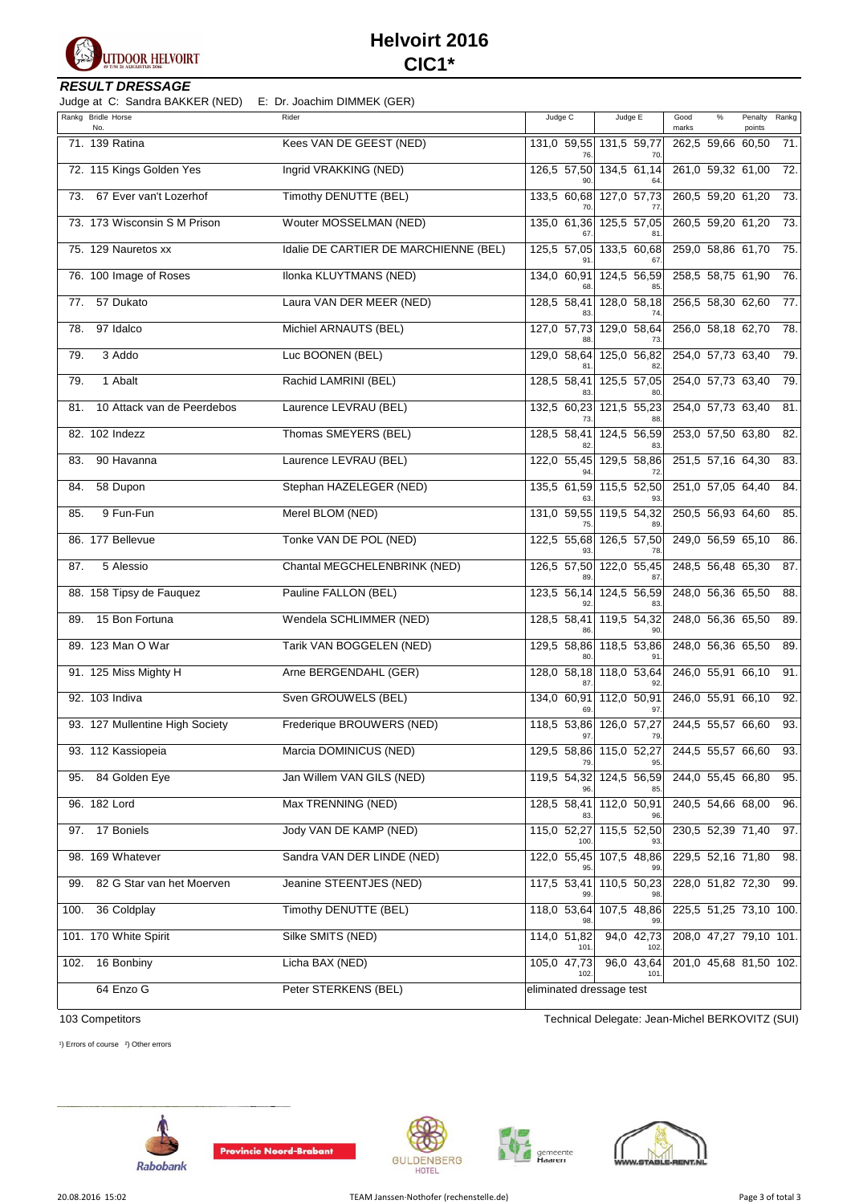# Helvoirt 2016

## CIC1*

**RESULT DRESSAGE**

Judge at C: Sandra BAKKER (NED) E: Dr. Joachim DIMMEK (GER)

| Rankg | Bridle No. | Horse | Rider | Judge C | | | Judge E | | | Good marks | % | Penalty points | Rankg |
|---|---|---|---|---|---|---|---|---|---|---|---|---|---|
| 71. | 139 | Ratina | Kees VAN DE GEEST (NED) | 131,0 | 59,55 | 76. | 131,5 | 59,77 | 70. | 262,5 | 59,66 | 60,50 | 71. |
| 72. | 115 | Kings Golden Yes | Ingrid VRAKKING (NED) | 126,5 | 57,50 | 90. | 134,5 | 61,14 | 64. | 261,0 | 59,32 | 61,00 | 72. |
| 73. | 67 | Ever van't Lozerhof | Timothy DENUTTE (BEL) | 133,5 | 60,68 | 70. | 127,0 | 57,73 | 77. | 260,5 | 59,20 | 61,20 | 73. |
| 73. | 173 | Wisconsin S M Prison | Wouter MOSSELMAN (NED) | 135,0 | 61,36 | 67. | 125,5 | 57,05 | 81. | 260,5 | 59,20 | 61,20 | 73. |
| 75. | 129 | Nauretos xx | Idalie DE CARTIER DE MARCHIENNE (BEL) | 125,5 | 57,05 | 91. | 133,5 | 60,68 | 67. | 259,0 | 58,86 | 61,70 | 75. |
| 76. | 100 | Image of Roses | Ilonka KLUYTMANS (NED) | 134,0 | 60,91 | 68. | 124,5 | 56,59 | 85. | 258,5 | 58,75 | 61,90 | 76. |
| 77. | 57 | Dukato | Laura VAN DER MEER (NED) | 128,5 | 58,41 | 83. | 128,0 | 58,18 | 74. | 256,5 | 58,30 | 62,60 | 77. |
| 78. | 97 | Idalco | Michiel ARNAUTS (BEL) | 127,0 | 57,73 | 88. | 129,0 | 58,64 | 73. | 256,0 | 58,18 | 62,70 | 78. |
| 79. | 3 | Addo | Luc BOONEN (BEL) | 129,0 | 58,64 | 81. | 125,0 | 56,82 | 82. | 254,0 | 57,73 | 63,40 | 79. |
| 79. | 1 | Abalt | Rachid LAMRINI (BEL) | 128,5 | 58,41 | 83. | 125,5 | 57,05 | 80. | 254,0 | 57,73 | 63,40 | 79. |
| 81. | 10 | Attack van de Peerdebos | Laurence LEVRAU (BEL) | 132,5 | 60,23 | 73. | 121,5 | 55,23 | 88. | 254,0 | 57,73 | 63,40 | 81. |
| 82. | 102 | Indezz | Thomas SMEYERS (BEL) | 128,5 | 58,41 | 82. | 124,5 | 56,59 | 83. | 253,0 | 57,50 | 63,80 | 82. |
| 83. | 90 | Havanna | Laurence LEVRAU (BEL) | 122,0 | 55,45 | 94. | 129,5 | 58,86 | 72. | 251,5 | 57,16 | 64,30 | 83. |
| 84. | 58 | Dupon | Stephan HAZELEGER (NED) | 135,5 | 61,59 | 63. | 115,5 | 52,50 | 93. | 251,0 | 57,05 | 64,40 | 84. |
| 85. | 9 | Fun-Fun | Merel BLOM (NED) | 131,0 | 59,55 | 75. | 119,5 | 54,32 | 89. | 250,5 | 56,93 | 64,60 | 85. |
| 86. | 177 | Bellevue | Tonke VAN DE POL (NED) | 122,5 | 55,68 | 93. | 126,5 | 57,50 | 78. | 249,0 | 56,59 | 65,10 | 86. |
| 87. | 5 | Alessio | Chantal MEGCHELENBRINK (NED) | 126,5 | 57,50 | 89. | 122,0 | 55,45 | 87. | 248,5 | 56,48 | 65,30 | 87. |
| 88. | 158 | Tipsy de Fauquez | Pauline FALLON (BEL) | 123,5 | 56,14 | 92. | 124,5 | 56,59 | 83. | 248,0 | 56,36 | 65,50 | 88. |
| 89. | 15 | Bon Fortuna | Wendela SCHLIMMER (NED) | 128,5 | 58,41 | 86. | 119,5 | 54,32 | 90. | 248,0 | 56,36 | 65,50 | 89. |
| 89. | 123 | Man O War | Tarik VAN BOGGELEN (NED) | 129,5 | 58,86 | 80. | 118,5 | 53,86 | 91. | 248,0 | 56,36 | 65,50 | 89. |
| 91. | 125 | Miss Mighty H | Arne BERGENDAHL (GER) | 128,0 | 58,18 | 87. | 118,0 | 53,64 | 92. | 246,0 | 55,91 | 66,10 | 91. |
| 92. | 103 | Indiva | Sven GROUWELS (BEL) | 134,0 | 60,91 | 69. | 112,0 | 50,91 | 97. | 246,0 | 55,91 | 66,10 | 92. |
| 93. | 127 | Mullentine High Society | Frederique BROUWERS (NED) | 118,5 | 53,86 | 97. | 126,0 | 57,27 | 79. | 244,5 | 55,57 | 66,60 | 93. |
| 93. | 112 | Kassiopeia | Marcia DOMINICUS (NED) | 129,5 | 58,86 | 79. | 115,0 | 52,27 | 95. | 244,5 | 55,57 | 66,60 | 93. |
| 95. | 84 | Golden Eye | Jan Willem VAN GILS (NED) | 119,5 | 54,32 | 96. | 124,5 | 56,59 | 85. | 244,0 | 55,45 | 66,80 | 95. |
| 96. | 182 | Lord | Max TRENNING (NED) | 128,5 | 58,41 | 83. | 112,0 | 50,91 | 96. | 240,5 | 54,66 | 68,00 | 96. |
| 97. | 17 | Boniels | Jody VAN DE KAMP (NED) | 115,0 | 52,27 | 100. | 115,5 | 52,50 | 93. | 230,5 | 52,39 | 71,40 | 97. |
| 98. | 169 | Whatever | Sandra VAN DER LINDE (NED) | 122,0 | 55,45 | 95. | 107,5 | 48,86 | 99. | 229,5 | 52,16 | 71,80 | 98. |
| 99. | 82 | G Star van het Moerven | Jeanine STEENTJES (NED) | 117,5 | 53,41 | 99. | 110,5 | 50,23 | 98. | 228,0 | 51,82 | 72,30 | 99. |
| 100. | 36 | Coldplay | Timothy DENUTTE (BEL) | 118,0 | 53,64 | 98. | 107,5 | 48,86 | 99. | 225,5 | 51,25 | 73,10 | 100. |
| 101. | 170 | White Spirit | Silke SMITS (NED) | 114,0 | 51,82 | 101. | 94,0 | 42,73 | 102. | 208,0 | 47,27 | 79,10 | 101. |
| 102. | 16 | Bonbiny | Licha BAX (NED) | 105,0 | 47,73 | 102. | 96,0 | 43,64 | 101. | 201,0 | 45,68 | 81,50 | 102. |
| | 64 | Enzo G | Peter STERKENS (BEL) | eliminated dressage test | | | | | | | | | |

103 Competitors

Technical Delegate: Jean-Michel BERKOVITZ (SUI)

[1]) Errors of course [2]) Other errors

20.08.2016 15:02 TEAM Janssen-Nothofer (rechenstelle.de)